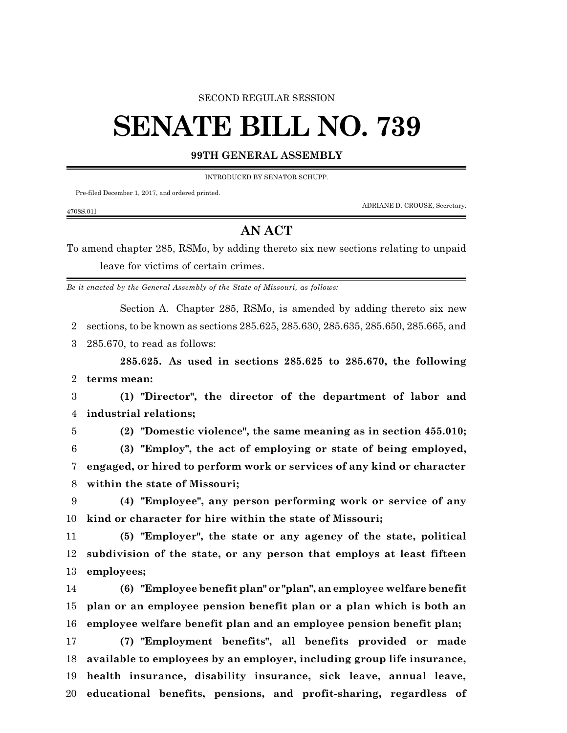SECOND REGULAR SESSION

# SENATE BILL NO. 739

**99TH GENERAL ASSEMBLY**

INTRODUCED BY SENATOR SCHUPP.

Pre-filed December 1, 2017, and ordered printed.

ADRIANE D. CROUSE, Secretary.

4708S.01I

## AN ACT

To amend chapter 285, RSMo, by adding thereto six new sections relating to unpaid leave for victims of certain crimes.

*Be it enacted by the General Assembly of the State of Missouri, as follows:*

Section A. Chapter 285, RSMo, is amended by adding thereto six new sections, to be known as sections 285.625, 285.630, 285.635, 285.650, 285.665, and 285.670, to read as follows:

**285.625. As used in sections 285.625 to 285.670, the following terms mean:**

**(1) "Director", the director of the department of labor and industrial relations;**

**(2) "Domestic violence", the same meaning as in section 455.010;**

**(3) "Employ", the act of employing or state of being employed, engaged, or hired to perform work or services of any kind or character within the state of Missouri;**

**(4) "Employee", any person performing work or service of any kind or character for hire within the state of Missouri;**

**(5) "Employer", the state or any agency of the state, political subdivision of the state, or any person that employs at least fifteen employees;**

**(6) "Employee benefit plan" or "plan", an employee welfare benefit plan or an employee pension benefit plan or a plan which is both an employee welfare benefit plan and an employee pension benefit plan;**

**(7) "Employment benefits", all benefits provided or made available to employees by an employer, including group life insurance, health insurance, disability insurance, sick leave, annual leave, educational benefits, pensions, and profit-sharing, regardless of**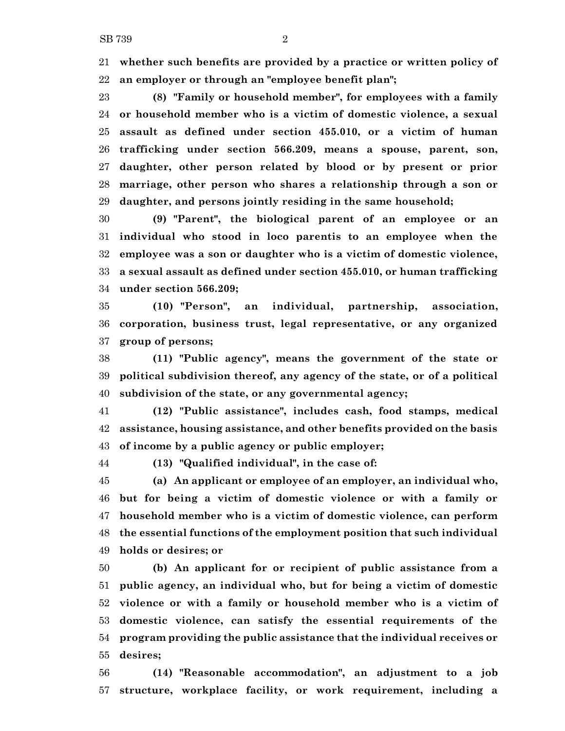**whether such benefits are provided by a practice or written policy of an employer or through an "employee benefit plan";**

**(8) "Family or household member", for employees with a family or household member who is a victim of domestic violence, a sexual assault as defined under section 455.010, or a victim of human trafficking under section 566.209, means a spouse, parent, son, daughter, other person related by blood or by present or prior marriage, other person who shares a relationship through a son or daughter, and persons jointly residing in the same household;**

**(9) "Parent", the biological parent of an employee or an individual who stood in loco parentis to an employee when the employee was a son or daughter who is a victim of domestic violence, a sexual assault as defined under section 455.010, or human trafficking under section 566.209;**

**(10) "Person", an individual, partnership, association, corporation, business trust, legal representative, or any organized group of persons;**

**(11) "Public agency", means the government of the state or political subdivision thereof, any agency of the state, or of a political subdivision of the state, or any governmental agency;**

**(12) "Public assistance", includes cash, food stamps, medical assistance, housing assistance, and other benefits provided on the basis of income by a public agency or public employer;**

**(13) "Qualified individual", in the case of:**

**(a) An applicant or employee of an employer, an individual who, but for being a victim of domestic violence or with a family or household member who is a victim of domestic violence, can perform the essential functions of the employment position that such individual holds or desires; or**

**(b) An applicant for or recipient of public assistance from a public agency, an individual who, but for being a victim of domestic violence or with a family or household member who is a victim of domestic violence, can satisfy the essential requirements of the program providing the public assistance that the individual receives or desires;**

**(14) "Reasonable accommodation", an adjustment to a job structure, workplace facility, or work requirement, including a**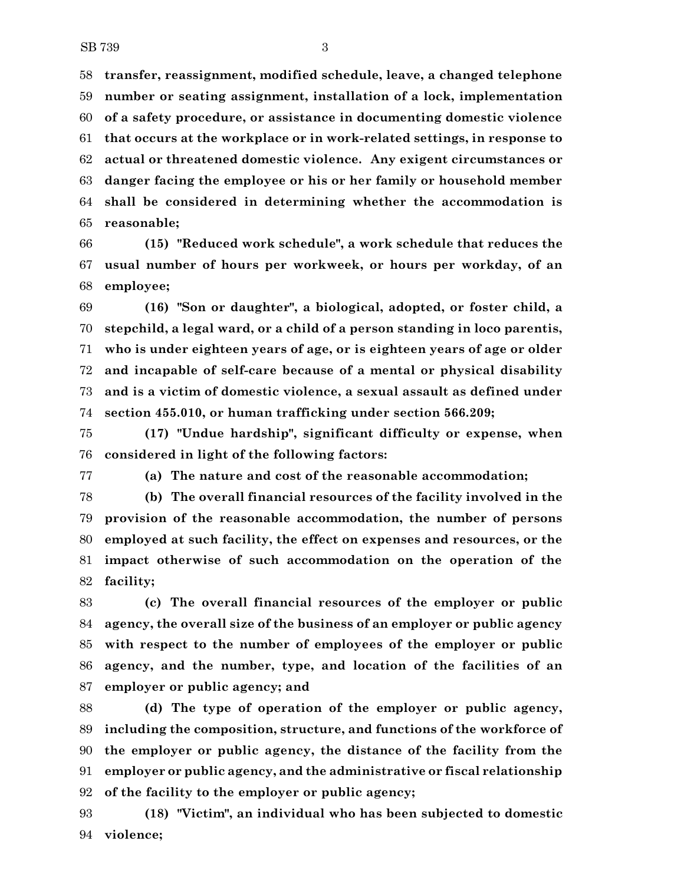**transfer, reassignment, modified schedule, leave, a changed telephone number or seating assignment, installation of a lock, implementation of a safety procedure, or assistance in documenting domestic violence that occurs at the workplace or in work-related settings, in response to actual or threatened domestic violence. Any exigent circumstances or danger facing the employee or his or her family or household member shall be considered in determining whether the accommodation is reasonable;**

**(15) "Reduced work schedule", a work schedule that reduces the usual number of hours per workweek, or hours per workday, of an employee;**

**(16) "Son or daughter", a biological, adopted, or foster child, a stepchild, a legal ward, or a child of a person standing in loco parentis, who is under eighteen years of age, or is eighteen years of age or older and incapable of self-care because of a mental or physical disability and is a victim of domestic violence, a sexual assault as defined under section 455.010, or human trafficking under section 566.209;**

**(17) "Undue hardship", significant difficulty or expense, when considered in light of the following factors:**

**(a) The nature and cost of the reasonable accommodation;**

**(b) The overall financial resources of the facility involved in the provision of the reasonable accommodation, the number of persons employed at such facility, the effect on expenses and resources, or the impact otherwise of such accommodation on the operation of the facility;**

**(c) The overall financial resources of the employer or public agency, the overall size of the business of an employer or public agency with respect to the number of employees of the employer or public agency, and the number, type, and location of the facilities of an employer or public agency; and**

**(d) The type of operation of the employer or public agency, including the composition, structure, and functions of the workforce of the employer or public agency, the distance of the facility from the employer or public agency, and the administrative or fiscal relationship of the facility to the employer or public agency;**

**(18) "Victim", an individual who has been subjected to domestic violence;**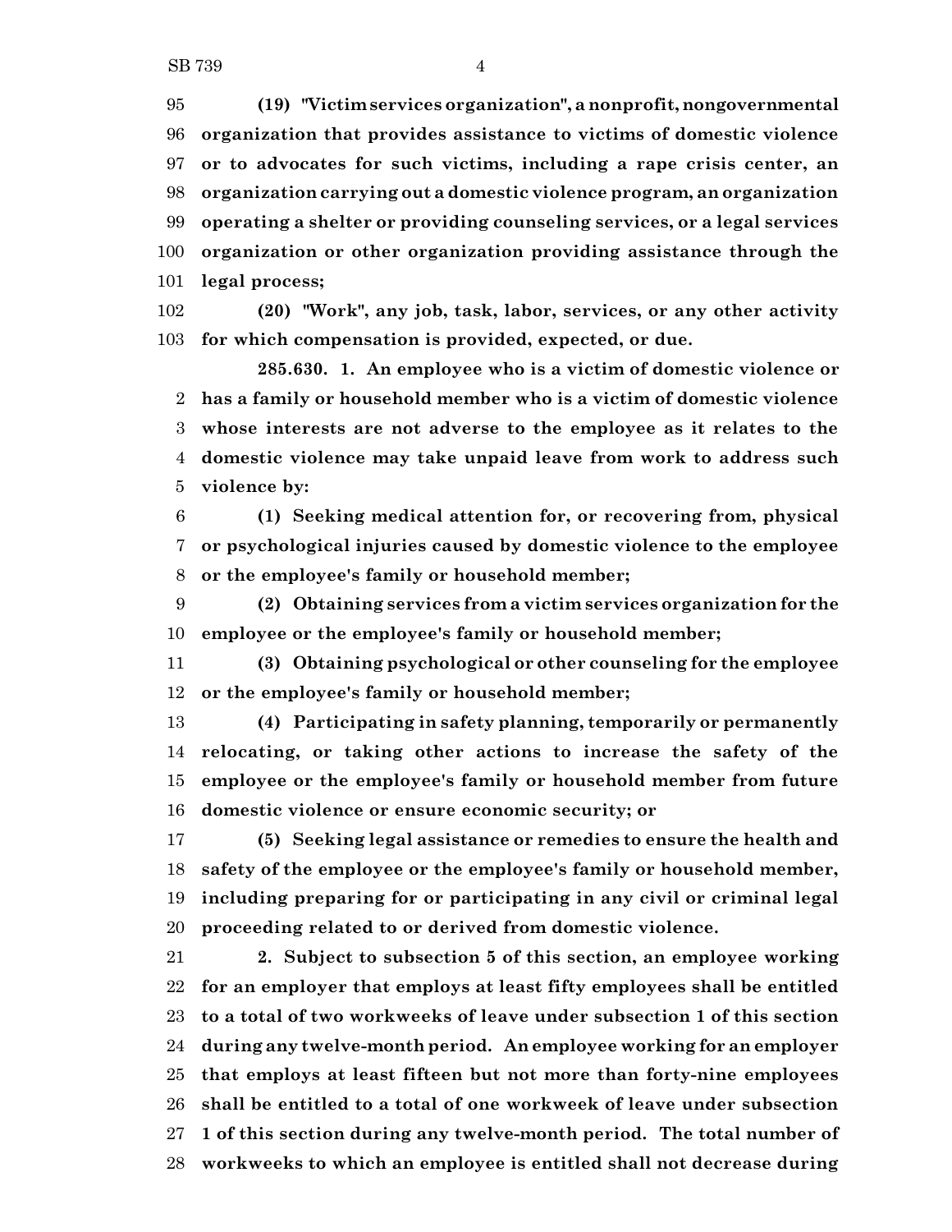**(19) "Victim services organization", a nonprofit, nongovernmental organization that provides assistance to victims of domestic violence or to advocates for such victims, including a rape crisis center, an organization carrying out a domestic violence program, an organization operating a shelter or providing counseling services, or a legal services organization or other organization providing assistance through the legal process;**

**(20) "Work", any job, task, labor, services, or any other activity for which compensation is provided, expected, or due.**

**285.630. 1. An employee who is a victim of domestic violence or has a family or household member who is a victim of domestic violence whose interests are not adverse to the employee as it relates to the domestic violence may take unpaid leave from work to address such violence by:**

**(1) Seeking medical attention for, or recovering from, physical or psychological injuries caused by domestic violence to the employee or the employee's family or household member;**

**(2) Obtaining services from a victim services organization for the employee or the employee's family or household member;**

**(3) Obtaining psychological or other counseling for the employee or the employee's family or household member;**

**(4) Participating in safety planning, temporarily or permanently relocating, or taking other actions to increase the safety of the employee or the employee's family or household member from future domestic violence or ensure economic security; or**

**(5) Seeking legal assistance or remedies to ensure the health and safety of the employee or the employee's family or household member, including preparing for or participating in any civil or criminal legal proceeding related to or derived from domestic violence.**

**2. Subject to subsection 5 of this section, an employee working for an employer that employs at least fifty employees shall be entitled to a total of two workweeks of leave under subsection 1 of this section during any twelve-month period. An employee working for an employer that employs at least fifteen but not more than forty-nine employees shall be entitled to a total of one workweek of leave under subsection 1 of this section during any twelve-month period. The total number of workweeks to which an employee is entitled shall not decrease during**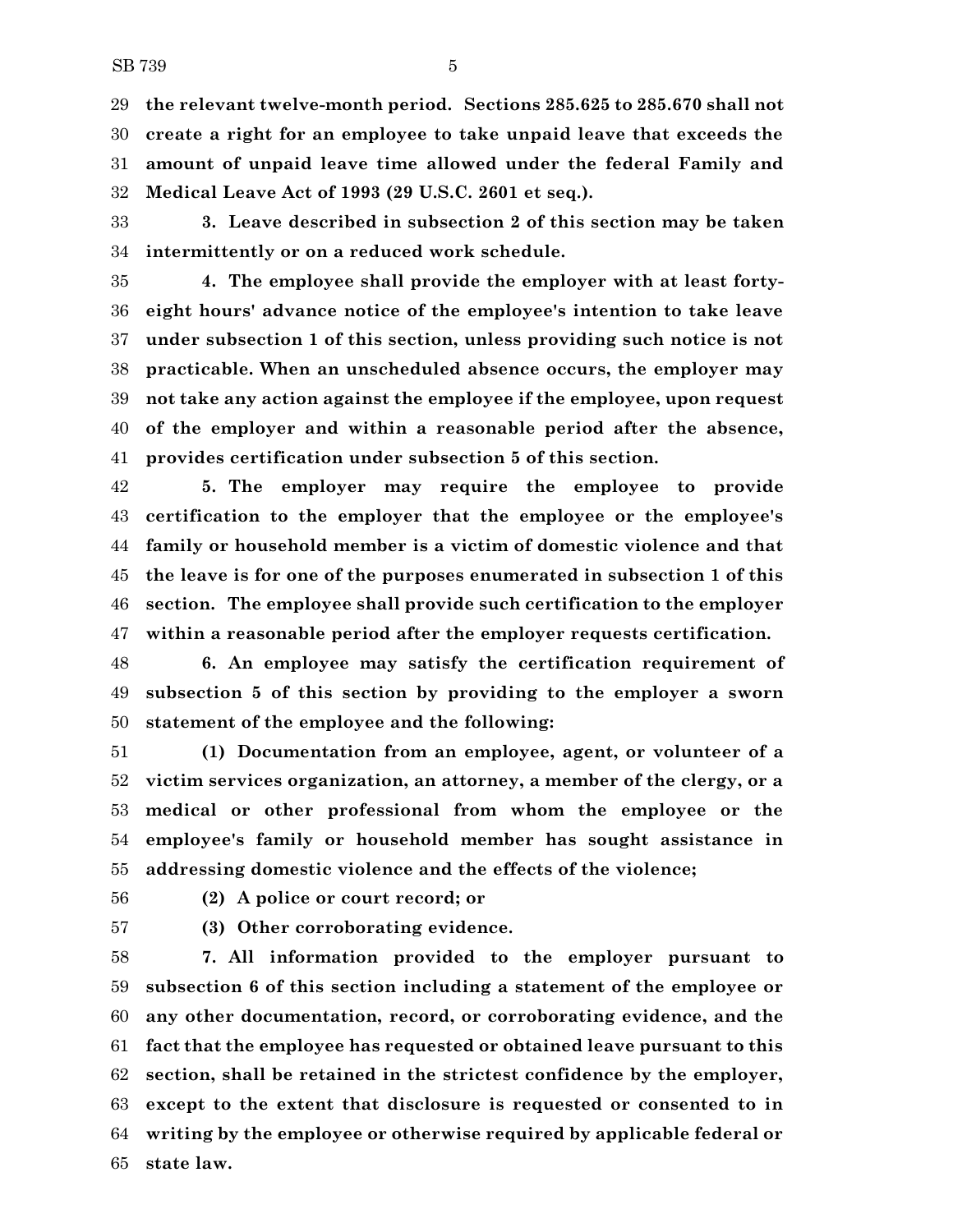**the relevant twelve-month period. Sections 285.625 to 285.670 shall not create a right for an employee to take unpaid leave that exceeds the amount of unpaid leave time allowed under the federal Family and Medical Leave Act of 1993 (29 U.S.C. 2601 et seq.).**

**3. Leave described in subsection 2 of this section may be taken intermittently or on a reduced work schedule.**

**4. The employee shall provide the employer with at least forty-eight hours' advance notice of the employee's intention to take leave under subsection 1 of this section, unless providing such notice is not practicable. When an unscheduled absence occurs, the employer may not take any action against the employee if the employee, upon request of the employer and within a reasonable period after the absence, provides certification under subsection 5 of this section.**

**5. The employer may require the employee to provide certification to the employer that the employee or the employee's family or household member is a victim of domestic violence and that the leave is for one of the purposes enumerated in subsection 1 of this section. The employee shall provide such certification to the employer within a reasonable period after the employer requests certification.**

**6. An employee may satisfy the certification requirement of subsection 5 of this section by providing to the employer a sworn statement of the employee and the following:**

**(1) Documentation from an employee, agent, or volunteer of a victim services organization, an attorney, a member of the clergy, or a medical or other professional from whom the employee or the employee's family or household member has sought assistance in addressing domestic violence and the effects of the violence;**

**(2) A police or court record; or**

**(3) Other corroborating evidence.**

**7. All information provided to the employer pursuant to subsection 6 of this section including a statement of the employee or any other documentation, record, or corroborating evidence, and the fact that the employee has requested or obtained leave pursuant to this section, shall be retained in the strictest confidence by the employer, except to the extent that disclosure is requested or consented to in writing by the employee or otherwise required by applicable federal or state law.**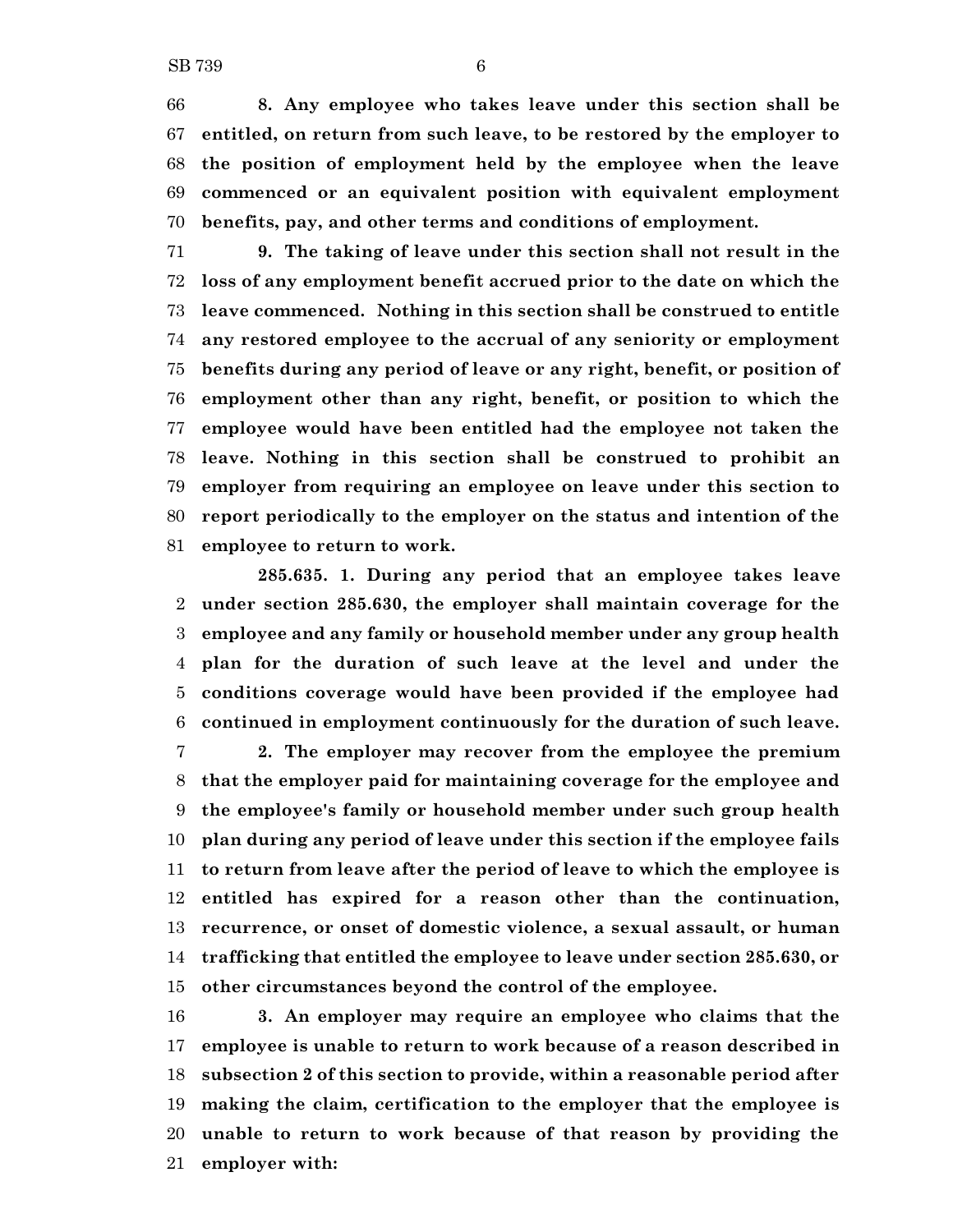**8. Any employee who takes leave under this section shall be entitled, on return from such leave, to be restored by the employer to the position of employment held by the employee when the leave commenced or an equivalent position with equivalent employment benefits, pay, and other terms and conditions of employment.**

**9. The taking of leave under this section shall not result in the loss of any employment benefit accrued prior to the date on which the leave commenced. Nothing in this section shall be construed to entitle any restored employee to the accrual of any seniority or employment benefits during any period of leave or any right, benefit, or position of employment other than any right, benefit, or position to which the employee would have been entitled had the employee not taken the leave. Nothing in this section shall be construed to prohibit an employer from requiring an employee on leave under this section to report periodically to the employer on the status and intention of the employee to return to work.**

**285.635. 1. During any period that an employee takes leave under section 285.630, the employer shall maintain coverage for the employee and any family or household member under any group health plan for the duration of such leave at the level and under the conditions coverage would have been provided if the employee had continued in employment continuously for the duration of such leave.**

**2. The employer may recover from the employee the premium that the employer paid for maintaining coverage for the employee and the employee's family or household member under such group health plan during any period of leave under this section if the employee fails to return from leave after the period of leave to which the employee is entitled has expired for a reason other than the continuation, recurrence, or onset of domestic violence, a sexual assault, or human trafficking that entitled the employee to leave under section 285.630, or other circumstances beyond the control of the employee.**

**3. An employer may require an employee who claims that the employee is unable to return to work because of a reason described in subsection 2 of this section to provide, within a reasonable period after making the claim, certification to the employer that the employee is unable to return to work because of that reason by providing the employer with:**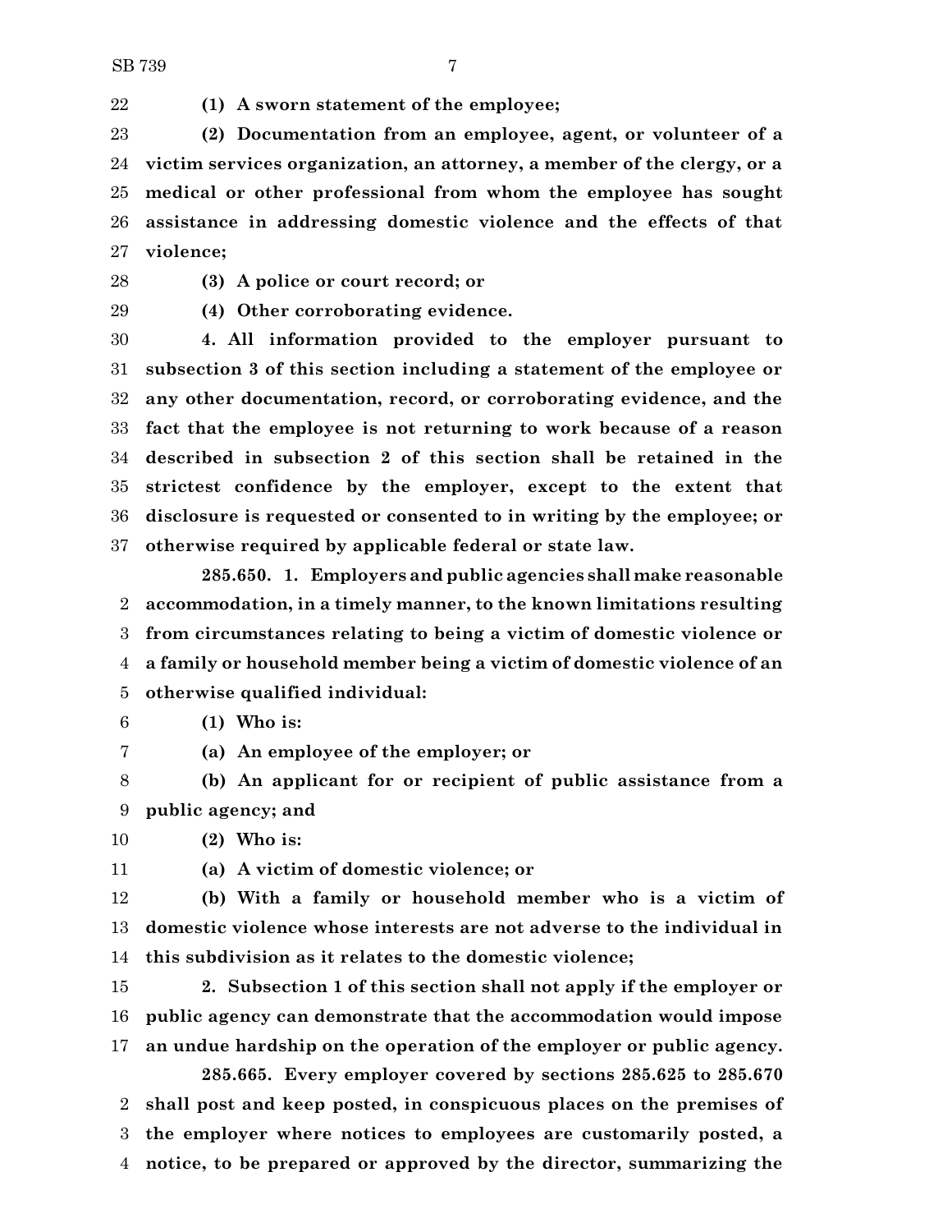**(1) A sworn statement of the employee;**

**(2) Documentation from an employee, agent, or volunteer of a victim services organization, an attorney, a member of the clergy, or a medical or other professional from whom the employee has sought assistance in addressing domestic violence and the effects of that violence;**

**(3) A police or court record; or**

**(4) Other corroborating evidence.**

**4. All information provided to the employer pursuant to subsection 3 of this section including a statement of the employee or any other documentation, record, or corroborating evidence, and the fact that the employee is not returning to work because of a reason described in subsection 2 of this section shall be retained in the strictest confidence by the employer, except to the extent that disclosure is requested or consented to in writing by the employee; or otherwise required by applicable federal or state law.**

**285.650. 1. Employers and public agencies shall make reasonable accommodation, in a timely manner, to the known limitations resulting from circumstances relating to being a victim of domestic violence or a family or household member being a victim of domestic violence of an otherwise qualified individual:**

**(1) Who is:**

**(a) An employee of the employer; or**

**(b) An applicant for or recipient of public assistance from a public agency; and**

**(2) Who is:**

**(a) A victim of domestic violence; or**

**(b) With a family or household member who is a victim of domestic violence whose interests are not adverse to the individual in this subdivision as it relates to the domestic violence;**

**2. Subsection 1 of this section shall not apply if the employer or public agency can demonstrate that the accommodation would impose an undue hardship on the operation of the employer or public agency.**

**285.665. Every employer covered by sections 285.625 to 285.670 shall post and keep posted, in conspicuous places on the premises of the employer where notices to employees are customarily posted, a notice, to be prepared or approved by the director, summarizing the**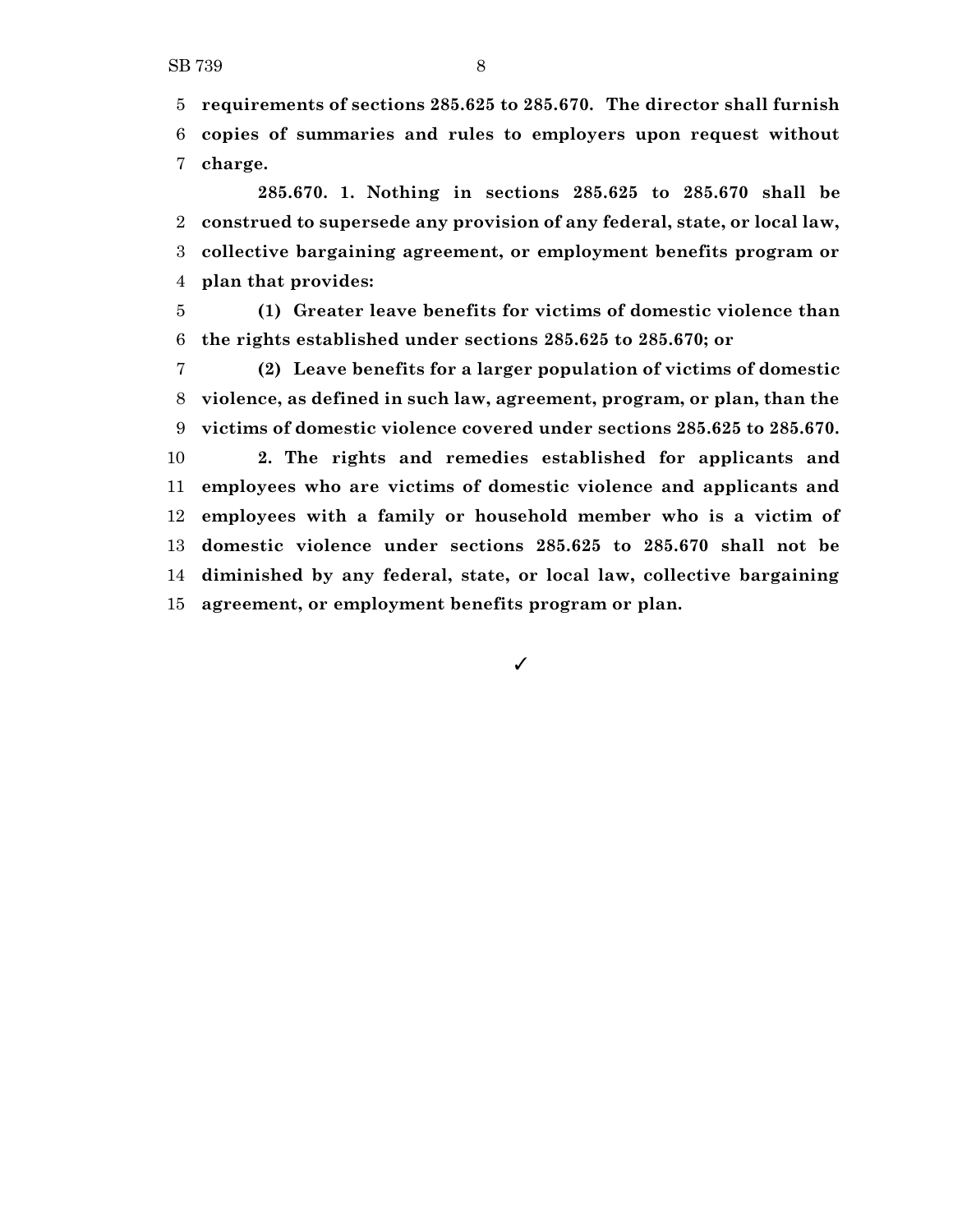**requirements of sections 285.625 to 285.670. The director shall furnish copies of summaries and rules to employers upon request without charge.**

**285.670. 1. Nothing in sections 285.625 to 285.670 shall be construed to supersede any provision of any federal, state, or local law, collective bargaining agreement, or employment benefits program or plan that provides:**

**(1) Greater leave benefits for victims of domestic violence than the rights established under sections 285.625 to 285.670; or**

**(2) Leave benefits for a larger population of victims of domestic violence, as defined in such law, agreement, program, or plan, than the victims of domestic violence covered under sections 285.625 to 285.670.**

**2. The rights and remedies established for applicants and employees who are victims of domestic violence and applicants and employees with a family or household member who is a victim of domestic violence under sections 285.625 to 285.670 shall not be diminished by any federal, state, or local law, collective bargaining agreement, or employment benefits program or plan.**

✓